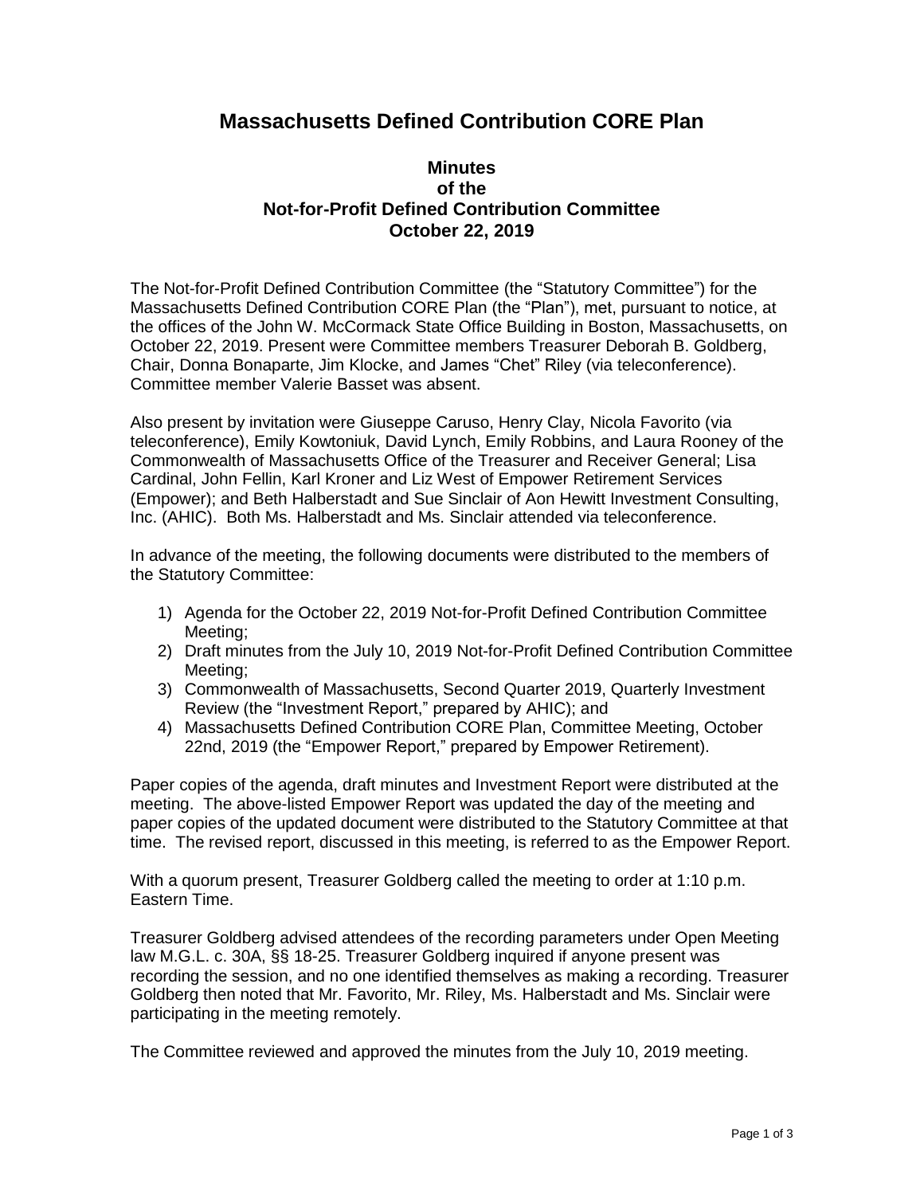# Massachusetts Defined Contribution CORE Plan

## Minutes
## of the
## Not-for-Profit Defined Contribution Committee
## October 22, 2019

The Not-for-Profit Defined Contribution Committee (the "Statutory Committee") for the Massachusetts Defined Contribution CORE Plan (the "Plan"), met, pursuant to notice, at the offices of the John W. McCormack State Office Building in Boston, Massachusetts, on October 22, 2019. Present were Committee members Treasurer Deborah B. Goldberg, Chair, Donna Bonaparte, Jim Klocke, and James "Chet" Riley (via teleconference). Committee member Valerie Basset was absent.

Also present by invitation were Giuseppe Caruso, Henry Clay, Nicola Favorito (via teleconference), Emily Kowtoniuk, David Lynch, Emily Robbins, and Laura Rooney of the Commonwealth of Massachusetts Office of the Treasurer and Receiver General; Lisa Cardinal, John Fellin, Karl Kroner and Liz West of Empower Retirement Services (Empower); and Beth Halberstadt and Sue Sinclair of Aon Hewitt Investment Consulting, Inc. (AHIC). Both Ms. Halberstadt and Ms. Sinclair attended via teleconference.

In advance of the meeting, the following documents were distributed to the members of the Statutory Committee:

1) Agenda for the October 22, 2019 Not-for-Profit Defined Contribution Committee Meeting;
2) Draft minutes from the July 10, 2019 Not-for-Profit Defined Contribution Committee Meeting;
3) Commonwealth of Massachusetts, Second Quarter 2019, Quarterly Investment Review (the "Investment Report," prepared by AHIC); and
4) Massachusetts Defined Contribution CORE Plan, Committee Meeting, October 22nd, 2019 (the "Empower Report," prepared by Empower Retirement).

Paper copies of the agenda, draft minutes and Investment Report were distributed at the meeting. The above-listed Empower Report was updated the day of the meeting and paper copies of the updated document were distributed to the Statutory Committee at that time. The revised report, discussed in this meeting, is referred to as the Empower Report.

With a quorum present, Treasurer Goldberg called the meeting to order at 1:10 p.m. Eastern Time.

Treasurer Goldberg advised attendees of the recording parameters under Open Meeting law M.G.L. c. 30A, §§ 18-25. Treasurer Goldberg inquired if anyone present was recording the session, and no one identified themselves as making a recording. Treasurer Goldberg then noted that Mr. Favorito, Mr. Riley, Ms. Halberstadt and Ms. Sinclair were participating in the meeting remotely.

The Committee reviewed and approved the minutes from the July 10, 2019 meeting.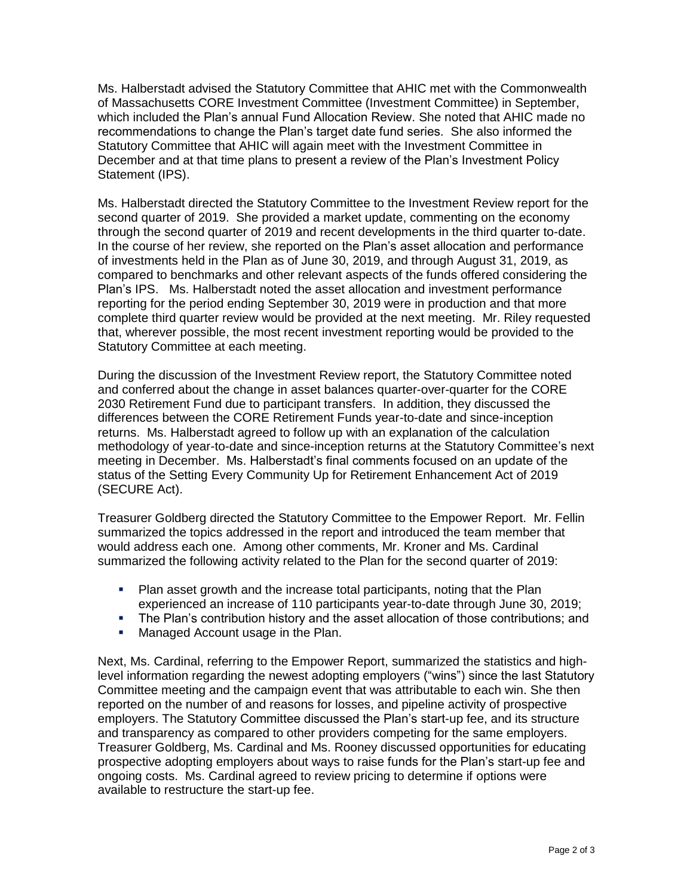Ms. Halberstadt advised the Statutory Committee that AHIC met with the Commonwealth of Massachusetts CORE Investment Committee (Investment Committee) in September, which included the Plan's annual Fund Allocation Review. She noted that AHIC made no recommendations to change the Plan's target date fund series. She also informed the Statutory Committee that AHIC will again meet with the Investment Committee in December and at that time plans to present a review of the Plan's Investment Policy Statement (IPS).

Ms. Halberstadt directed the Statutory Committee to the Investment Review report for the second quarter of 2019. She provided a market update, commenting on the economy through the second quarter of 2019 and recent developments in the third quarter to-date. In the course of her review, she reported on the Plan's asset allocation and performance of investments held in the Plan as of June 30, 2019, and through August 31, 2019, as compared to benchmarks and other relevant aspects of the funds offered considering the Plan's IPS. Ms. Halberstadt noted the asset allocation and investment performance reporting for the period ending September 30, 2019 were in production and that more complete third quarter review would be provided at the next meeting. Mr. Riley requested that, wherever possible, the most recent investment reporting would be provided to the Statutory Committee at each meeting.

During the discussion of the Investment Review report, the Statutory Committee noted and conferred about the change in asset balances quarter-over-quarter for the CORE 2030 Retirement Fund due to participant transfers. In addition, they discussed the differences between the CORE Retirement Funds year-to-date and since-inception returns. Ms. Halberstadt agreed to follow up with an explanation of the calculation methodology of year-to-date and since-inception returns at the Statutory Committee's next meeting in December. Ms. Halberstadt's final comments focused on an update of the status of the Setting Every Community Up for Retirement Enhancement Act of 2019 (SECURE Act).

Treasurer Goldberg directed the Statutory Committee to the Empower Report. Mr. Fellin summarized the topics addressed in the report and introduced the team member that would address each one. Among other comments, Mr. Kroner and Ms. Cardinal summarized the following activity related to the Plan for the second quarter of 2019:

- Plan asset growth and the increase total participants, noting that the Plan experienced an increase of 110 participants year-to-date through June 30, 2019;
- The Plan's contribution history and the asset allocation of those contributions; and
- Managed Account usage in the Plan.

Next, Ms. Cardinal, referring to the Empower Report, summarized the statistics and high-level information regarding the newest adopting employers ("wins") since the last Statutory Committee meeting and the campaign event that was attributable to each win. She then reported on the number of and reasons for losses, and pipeline activity of prospective employers. The Statutory Committee discussed the Plan's start-up fee, and its structure and transparency as compared to other providers competing for the same employers. Treasurer Goldberg, Ms. Cardinal and Ms. Rooney discussed opportunities for educating prospective adopting employers about ways to raise funds for the Plan's start-up fee and ongoing costs. Ms. Cardinal agreed to review pricing to determine if options were available to restructure the start-up fee.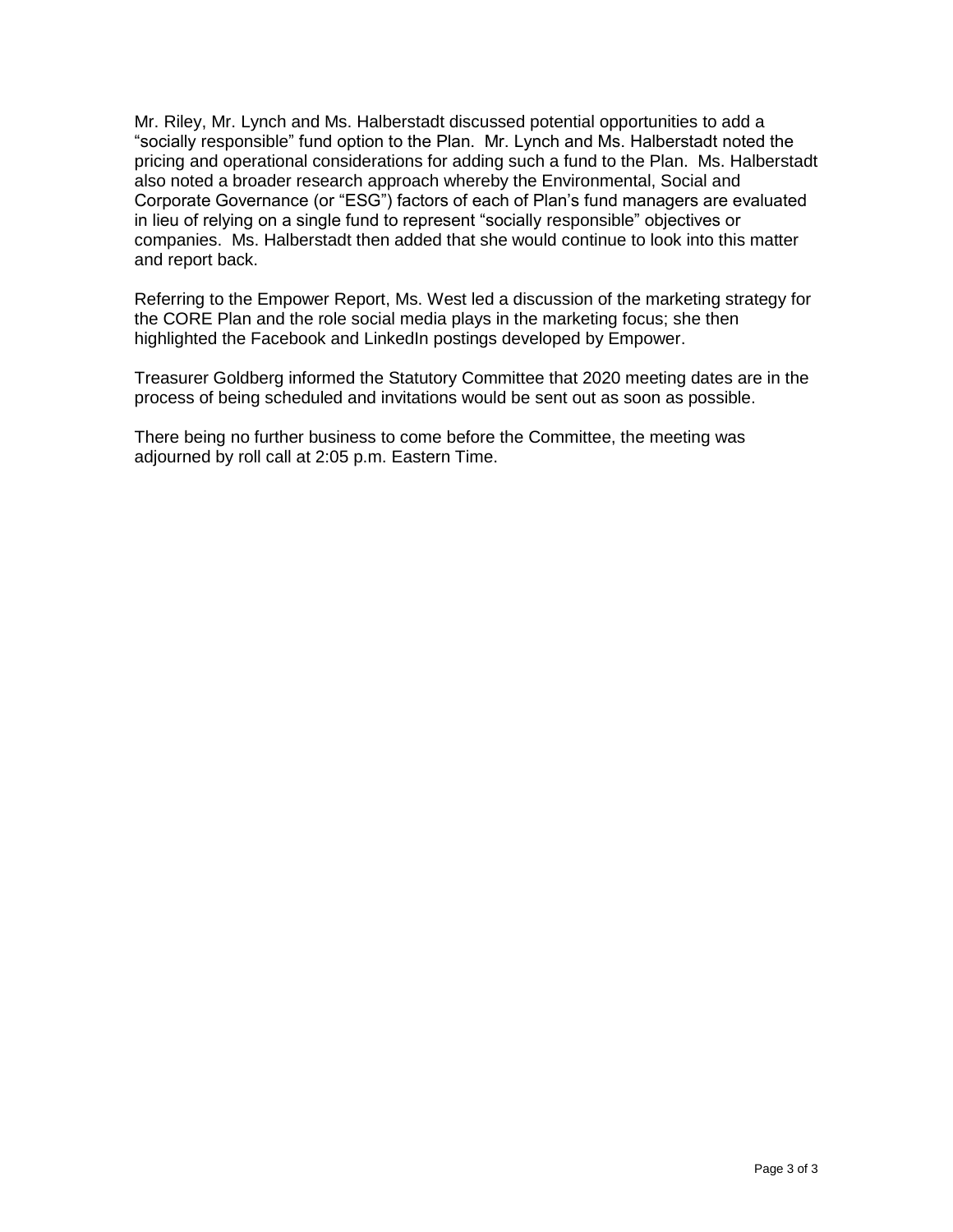Mr. Riley, Mr. Lynch and Ms. Halberstadt discussed potential opportunities to add a "socially responsible" fund option to the Plan. Mr. Lynch and Ms. Halberstadt noted the pricing and operational considerations for adding such a fund to the Plan. Ms. Halberstadt also noted a broader research approach whereby the Environmental, Social and Corporate Governance (or "ESG") factors of each of Plan's fund managers are evaluated in lieu of relying on a single fund to represent "socially responsible" objectives or companies. Ms. Halberstadt then added that she would continue to look into this matter and report back.

Referring to the Empower Report, Ms. West led a discussion of the marketing strategy for the CORE Plan and the role social media plays in the marketing focus; she then highlighted the Facebook and LinkedIn postings developed by Empower.

Treasurer Goldberg informed the Statutory Committee that 2020 meeting dates are in the process of being scheduled and invitations would be sent out as soon as possible.

There being no further business to come before the Committee, the meeting was adjourned by roll call at 2:05 p.m. Eastern Time.